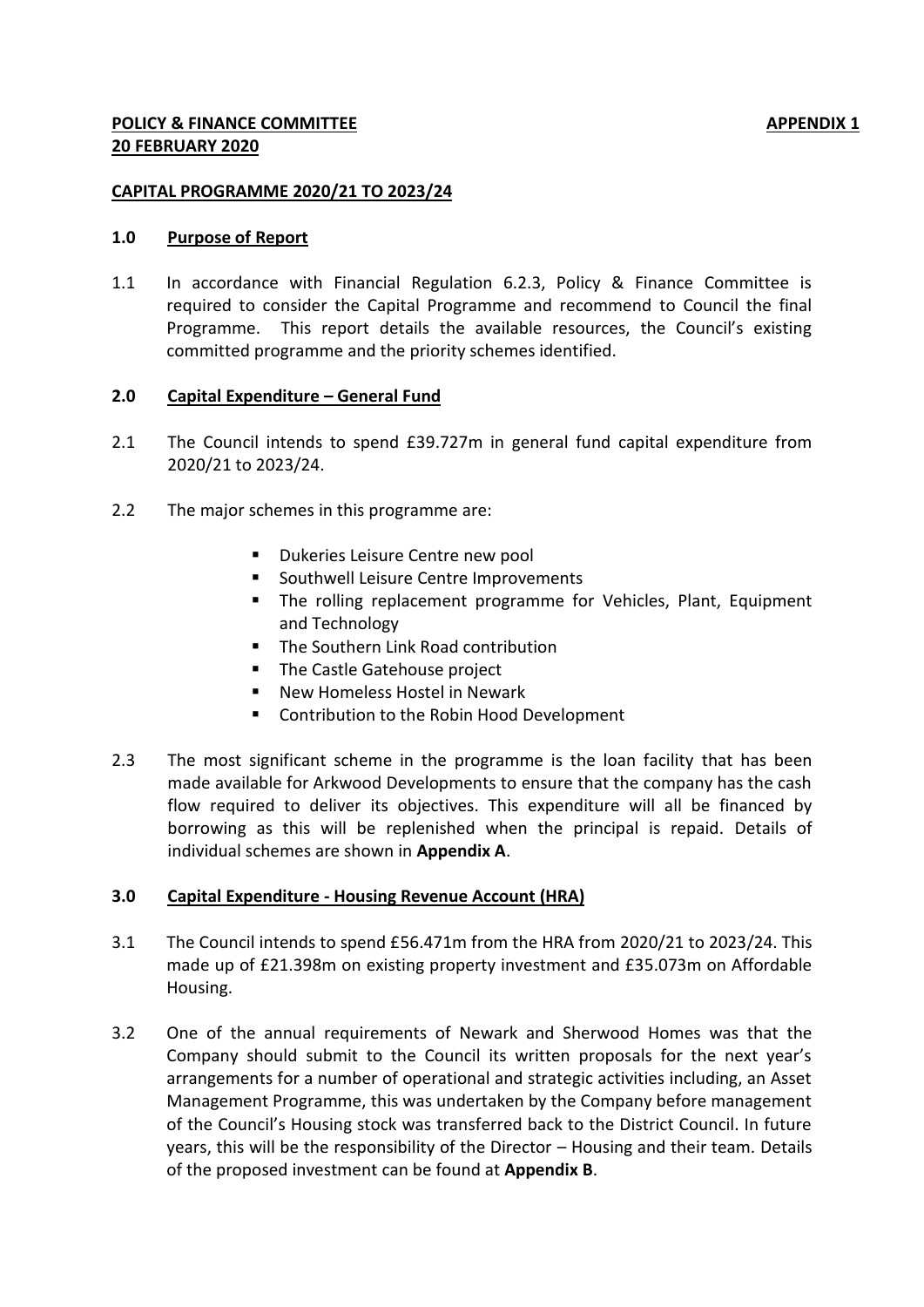**POLICY & FINANCE COMMITTEE** **APPENDIX 1**
**20 FEBRUARY 2020**

**CAPITAL PROGRAMME 2020/21 TO 2023/24**

## 1.0 Purpose of Report

1.1 In accordance with Financial Regulation 6.2.3, Policy & Finance Committee is required to consider the Capital Programme and recommend to Council the final Programme. This report details the available resources, the Council's existing committed programme and the priority schemes identified.

## 2.0 Capital Expenditure – General Fund

2.1 The Council intends to spend £39.727m in general fund capital expenditure from 2020/21 to 2023/24.

2.2 The major schemes in this programme are:

- Dukeries Leisure Centre new pool
- Southwell Leisure Centre Improvements
- The rolling replacement programme for Vehicles, Plant, Equipment and Technology
- The Southern Link Road contribution
- The Castle Gatehouse project
- New Homeless Hostel in Newark
- Contribution to the Robin Hood Development

2.3 The most significant scheme in the programme is the loan facility that has been made available for Arkwood Developments to ensure that the company has the cash flow required to deliver its objectives. This expenditure will all be financed by borrowing as this will be replenished when the principal is repaid. Details of individual schemes are shown in **Appendix A**.

## 3.0 Capital Expenditure - Housing Revenue Account (HRA)

3.1 The Council intends to spend £56.471m from the HRA from 2020/21 to 2023/24. This made up of £21.398m on existing property investment and £35.073m on Affordable Housing.

3.2 One of the annual requirements of Newark and Sherwood Homes was that the Company should submit to the Council its written proposals for the next year's arrangements for a number of operational and strategic activities including, an Asset Management Programme, this was undertaken by the Company before management of the Council's Housing stock was transferred back to the District Council. In future years, this will be the responsibility of the Director – Housing and their team. Details of the proposed investment can be found at **Appendix B**.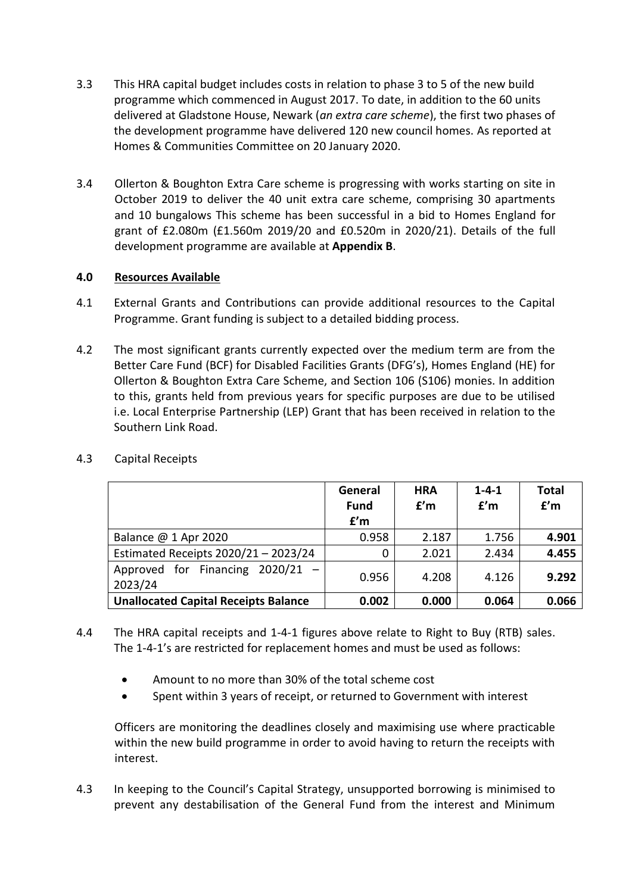3.3 This HRA capital budget includes costs in relation to phase 3 to 5 of the new build programme which commenced in August 2017. To date, in addition to the 60 units delivered at Gladstone House, Newark (*an extra care scheme*), the first two phases of the development programme have delivered 120 new council homes. As reported at Homes & Communities Committee on 20 January 2020.

3.4 Ollerton & Boughton Extra Care scheme is progressing with works starting on site in October 2019 to deliver the 40 unit extra care scheme, comprising 30 apartments and 10 bungalows This scheme has been successful in a bid to Homes England for grant of £2.080m (£1.560m 2019/20 and £0.520m in 2020/21). Details of the full development programme are available at **Appendix B**.

## 4.0 Resources Available

4.1 External Grants and Contributions can provide additional resources to the Capital Programme. Grant funding is subject to a detailed bidding process.

4.2 The most significant grants currently expected over the medium term are from the Better Care Fund (BCF) for Disabled Facilities Grants (DFG's), Homes England (HE) for Ollerton & Boughton Extra Care Scheme, and Section 106 (S106) monies. In addition to this, grants held from previous years for specific purposes are due to be utilised i.e. Local Enterprise Partnership (LEP) Grant that has been received in relation to the Southern Link Road.

4.3 Capital Receipts

| | General Fund £'m | HRA £'m | 1-4-1 £'m | Total £'m |
|---|---|---|---|---|
| Balance @ 1 Apr 2020 | 0.958 | 2.187 | 1.756 | **4.901** |
| Estimated Receipts 2020/21 – 2023/24 | 0 | 2.021 | 2.434 | **4.455** |
| Approved for Financing 2020/21 – 2023/24 | 0.956 | 4.208 | 4.126 | **9.292** |
| **Unallocated Capital Receipts Balance** | **0.002** | **0.000** | **0.064** | **0.066** |

4.4 The HRA capital receipts and 1-4-1 figures above relate to Right to Buy (RTB) sales. The 1-4-1's are restricted for replacement homes and must be used as follows:

- Amount to no more than 30% of the total scheme cost
- Spent within 3 years of receipt, or returned to Government with interest

Officers are monitoring the deadlines closely and maximising use where practicable within the new build programme in order to avoid having to return the receipts with interest.

4.3 In keeping to the Council's Capital Strategy, unsupported borrowing is minimised to prevent any destabilisation of the General Fund from the interest and Minimum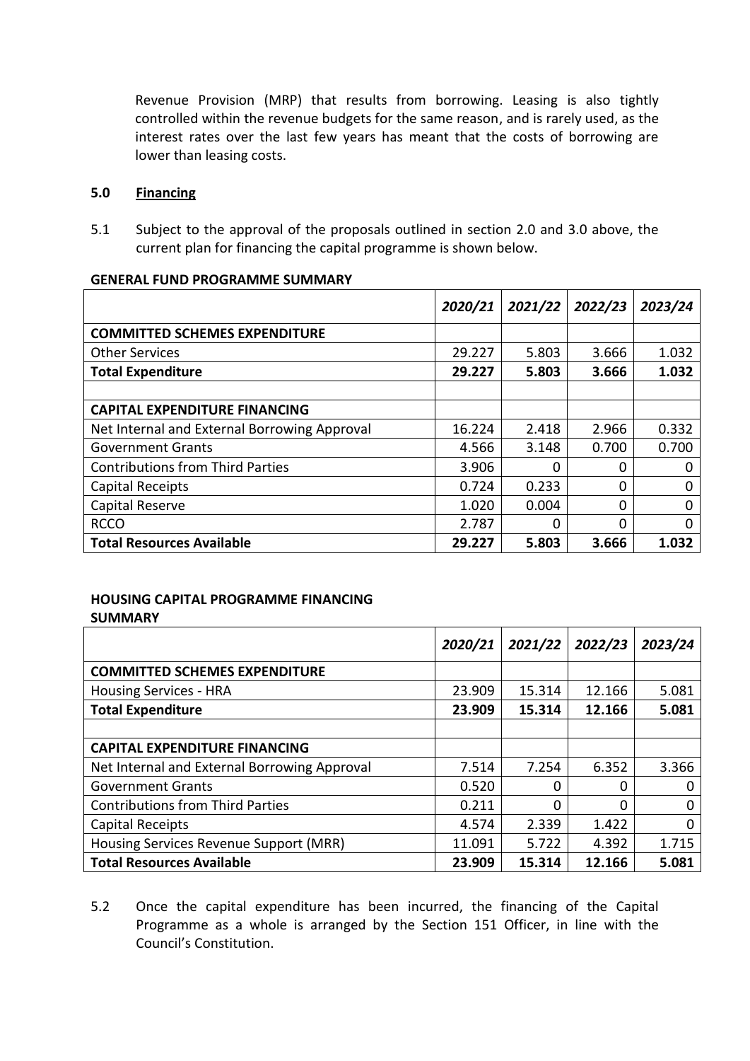Revenue Provision (MRP) that results from borrowing. Leasing is also tightly controlled within the revenue budgets for the same reason, and is rarely used, as the interest rates over the last few years has meant that the costs of borrowing are lower than leasing costs.

## 5.0 Financing

5.1 Subject to the approval of the proposals outlined in section 2.0 and 3.0 above, the current plan for financing the capital programme is shown below.

**GENERAL FUND PROGRAMME SUMMARY**

| | *2020/21* | *2021/22* | *2022/23* | *2023/24* |
|---|---|---|---|---|
| **COMMITTED SCHEMES EXPENDITURE** | | | | |
| Other Services | 29.227 | 5.803 | 3.666 | 1.032 |
| **Total Expenditure** | **29.227** | **5.803** | **3.666** | **1.032** |
| | | | | |
| **CAPITAL EXPENDITURE FINANCING** | | | | |
| Net Internal and External Borrowing Approval | 16.224 | 2.418 | 2.966 | 0.332 |
| Government Grants | 4.566 | 3.148 | 0.700 | 0.700 |
| Contributions from Third Parties | 3.906 | 0 | 0 | 0 |
| Capital Receipts | 0.724 | 0.233 | 0 | 0 |
| Capital Reserve | 1.020 | 0.004 | 0 | 0 |
| RCCO | 2.787 | 0 | 0 | 0 |
| **Total Resources Available** | **29.227** | **5.803** | **3.666** | **1.032** |

**HOUSING CAPITAL PROGRAMME FINANCING SUMMARY**

| | *2020/21* | *2021/22* | *2022/23* | *2023/24* |
|---|---|---|---|---|
| **COMMITTED SCHEMES EXPENDITURE** | | | | |
| Housing Services - HRA | 23.909 | 15.314 | 12.166 | 5.081 |
| **Total Expenditure** | **23.909** | **15.314** | **12.166** | **5.081** |
| | | | | |
| **CAPITAL EXPENDITURE FINANCING** | | | | |
| Net Internal and External Borrowing Approval | 7.514 | 7.254 | 6.352 | 3.366 |
| Government Grants | 0.520 | 0 | 0 | 0 |
| Contributions from Third Parties | 0.211 | 0 | 0 | 0 |
| Capital Receipts | 4.574 | 2.339 | 1.422 | 0 |
| Housing Services Revenue Support (MRR) | 11.091 | 5.722 | 4.392 | 1.715 |
| **Total Resources Available** | **23.909** | **15.314** | **12.166** | **5.081** |

5.2 Once the capital expenditure has been incurred, the financing of the Capital Programme as a whole is arranged by the Section 151 Officer, in line with the Council's Constitution.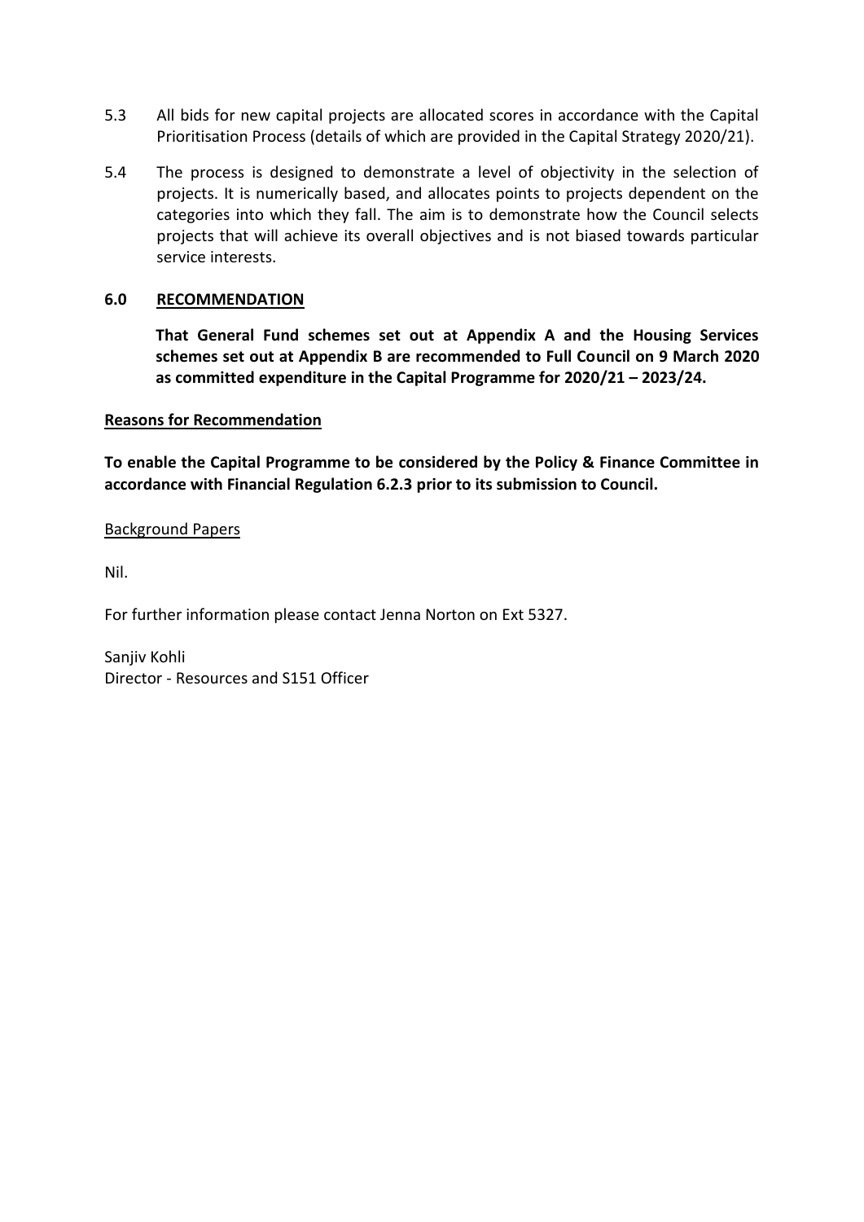5.3 All bids for new capital projects are allocated scores in accordance with the Capital Prioritisation Process (details of which are provided in the Capital Strategy 2020/21).

5.4 The process is designed to demonstrate a level of objectivity in the selection of projects. It is numerically based, and allocates points to projects dependent on the categories into which they fall. The aim is to demonstrate how the Council selects projects that will achieve its overall objectives and is not biased towards particular service interests.

## 6.0 RECOMMENDATION

**That General Fund schemes set out at Appendix A and the Housing Services schemes set out at Appendix B are recommended to Full Council on 9 March 2020 as committed expenditure in the Capital Programme for 2020/21 – 2023/24.**

**Reasons for Recommendation**

**To enable the Capital Programme to be considered by the Policy & Finance Committee in accordance with Financial Regulation 6.2.3 prior to its submission to Council.**

Background Papers

Nil.

For further information please contact Jenna Norton on Ext 5327.

Sanjiv Kohli
Director - Resources and S151 Officer